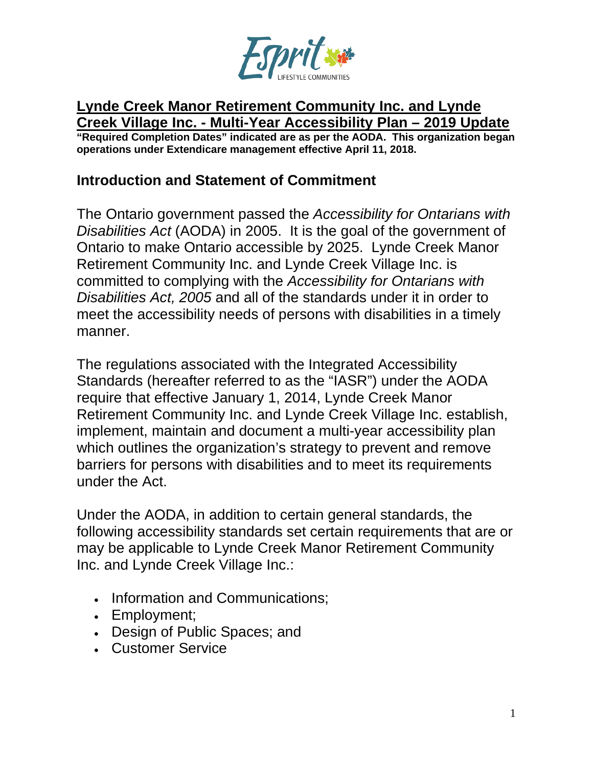# Lynde Creek Manor Retirement Community Inc. and Lynde Creek Village Inc. - Multi-Year Accessibility Plan – 2019 Update

**"Required Completion Dates" indicated are as per the AODA. This organization began operations under Extendicare management effective April 11, 2018.**

## Introduction and Statement of Commitment

The Ontario government passed the *Accessibility for Ontarians with Disabilities Act* (AODA) in 2005. It is the goal of the government of Ontario to make Ontario accessible by 2025. Lynde Creek Manor Retirement Community Inc. and Lynde Creek Village Inc. is committed to complying with the *Accessibility for Ontarians with Disabilities Act, 2005* and all of the standards under it in order to meet the accessibility needs of persons with disabilities in a timely manner.

The regulations associated with the Integrated Accessibility Standards (hereafter referred to as the "IASR") under the AODA require that effective January 1, 2014, Lynde Creek Manor Retirement Community Inc. and Lynde Creek Village Inc. establish, implement, maintain and document a multi-year accessibility plan which outlines the organization's strategy to prevent and remove barriers for persons with disabilities and to meet its requirements under the Act.

Under the AODA, in addition to certain general standards, the following accessibility standards set certain requirements that are or may be applicable to Lynde Creek Manor Retirement Community Inc. and Lynde Creek Village Inc.:

- Information and Communications;
- Employment;
- Design of Public Spaces; and
- Customer Service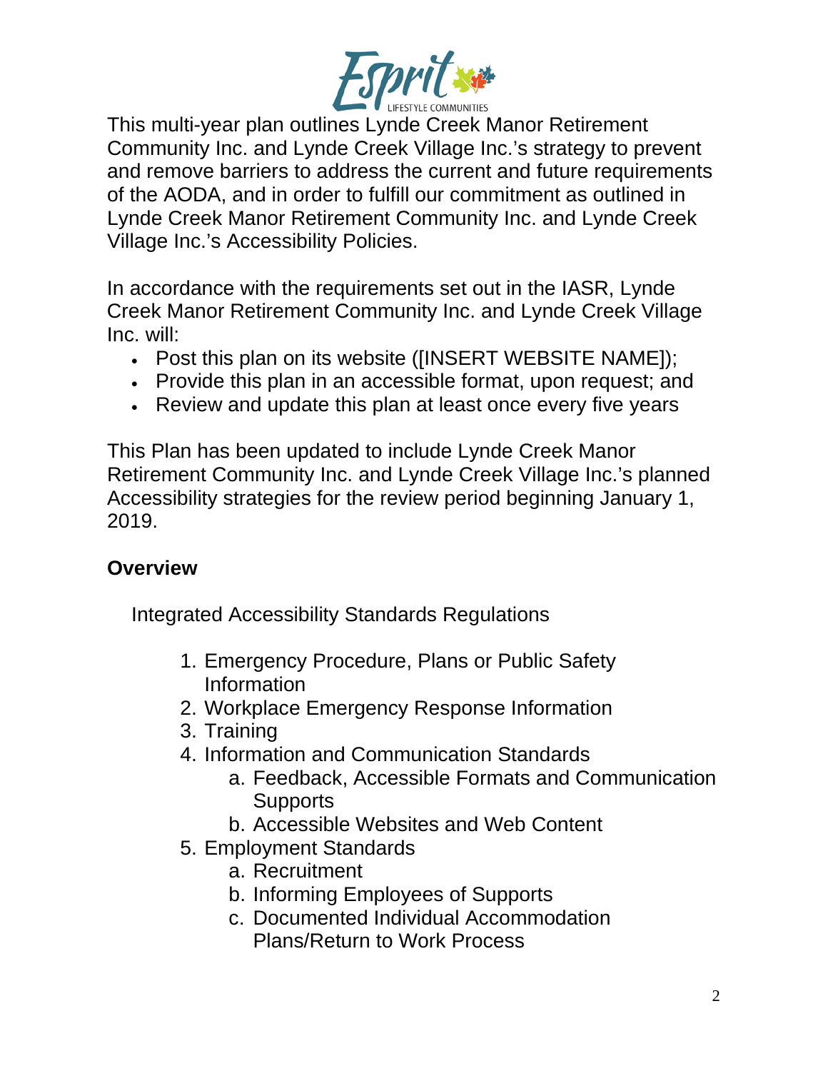This multi-year plan outlines Lynde Creek Manor Retirement Community Inc. and Lynde Creek Village Inc.'s strategy to prevent and remove barriers to address the current and future requirements of the AODA, and in order to fulfill our commitment as outlined in Lynde Creek Manor Retirement Community Inc. and Lynde Creek Village Inc.'s Accessibility Policies.

In accordance with the requirements set out in the IASR, Lynde Creek Manor Retirement Community Inc. and Lynde Creek Village Inc. will:

- Post this plan on its website ([INSERT WEBSITE NAME]);
- Provide this plan in an accessible format, upon request; and
- Review and update this plan at least once every five years

This Plan has been updated to include Lynde Creek Manor Retirement Community Inc. and Lynde Creek Village Inc.'s planned Accessibility strategies for the review period beginning January 1, 2019.

## Overview

Integrated Accessibility Standards Regulations

1. Emergency Procedure, Plans or Public Safety Information
2. Workplace Emergency Response Information
3. Training
4. Information and Communication Standards
   a. Feedback, Accessible Formats and Communication Supports
   b. Accessible Websites and Web Content
5. Employment Standards
   a. Recruitment
   b. Informing Employees of Supports
   c. Documented Individual Accommodation Plans/Return to Work Process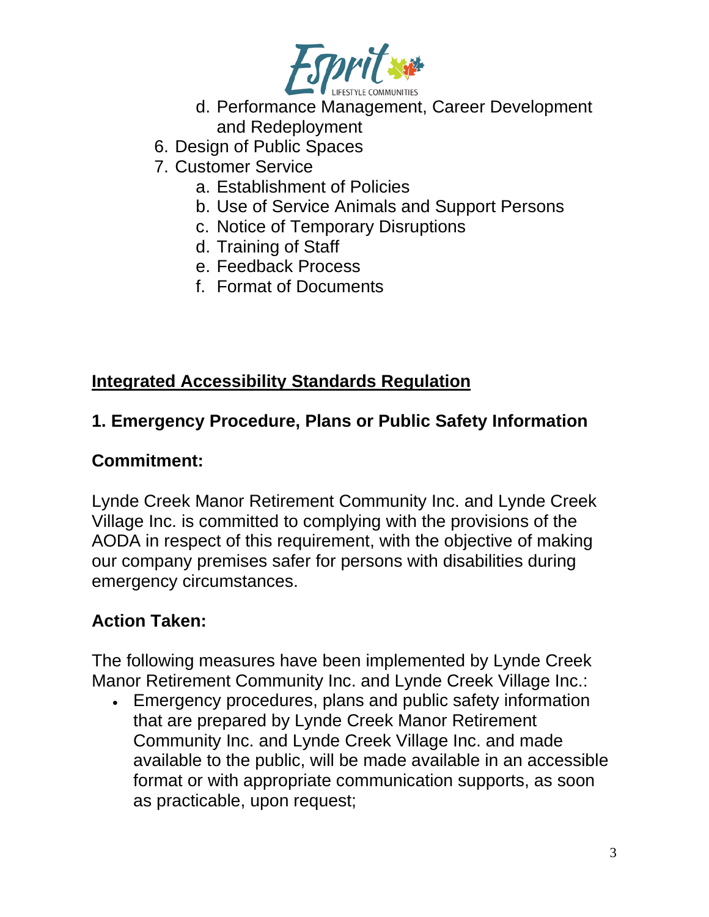d. Performance Management, Career Development and Redeployment
6. Design of Public Spaces
7. Customer Service
   a. Establishment of Policies
   b. Use of Service Animals and Support Persons
   c. Notice of Temporary Disruptions
   d. Training of Staff
   e. Feedback Process
   f. Format of Documents

## Integrated Accessibility Standards Regulation

### 1. Emergency Procedure, Plans or Public Safety Information

**Commitment:**

Lynde Creek Manor Retirement Community Inc. and Lynde Creek Village Inc. is committed to complying with the provisions of the AODA in respect of this requirement, with the objective of making our company premises safer for persons with disabilities during emergency circumstances.

**Action Taken:**

The following measures have been implemented by Lynde Creek Manor Retirement Community Inc. and Lynde Creek Village Inc.:

- Emergency procedures, plans and public safety information that are prepared by Lynde Creek Manor Retirement Community Inc. and Lynde Creek Village Inc. and made available to the public, will be made available in an accessible format or with appropriate communication supports, as soon as practicable, upon request;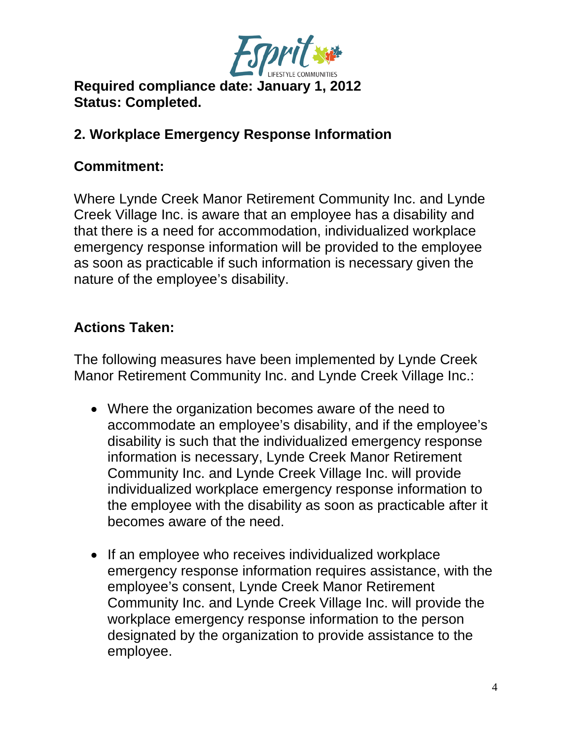**Required compliance date: January 1, 2012**
**Status: Completed.**

## 2. Workplace Emergency Response Information

### Commitment:

Where Lynde Creek Manor Retirement Community Inc. and Lynde Creek Village Inc. is aware that an employee has a disability and that there is a need for accommodation, individualized workplace emergency response information will be provided to the employee as soon as practicable if such information is necessary given the nature of the employee's disability.

### Actions Taken:

The following measures have been implemented by Lynde Creek Manor Retirement Community Inc. and Lynde Creek Village Inc.:

- Where the organization becomes aware of the need to accommodate an employee's disability, and if the employee's disability is such that the individualized emergency response information is necessary, Lynde Creek Manor Retirement Community Inc. and Lynde Creek Village Inc. will provide individualized workplace emergency response information to the employee with the disability as soon as practicable after it becomes aware of the need.

- If an employee who receives individualized workplace emergency response information requires assistance, with the employee's consent, Lynde Creek Manor Retirement Community Inc. and Lynde Creek Village Inc. will provide the workplace emergency response information to the person designated by the organization to provide assistance to the employee.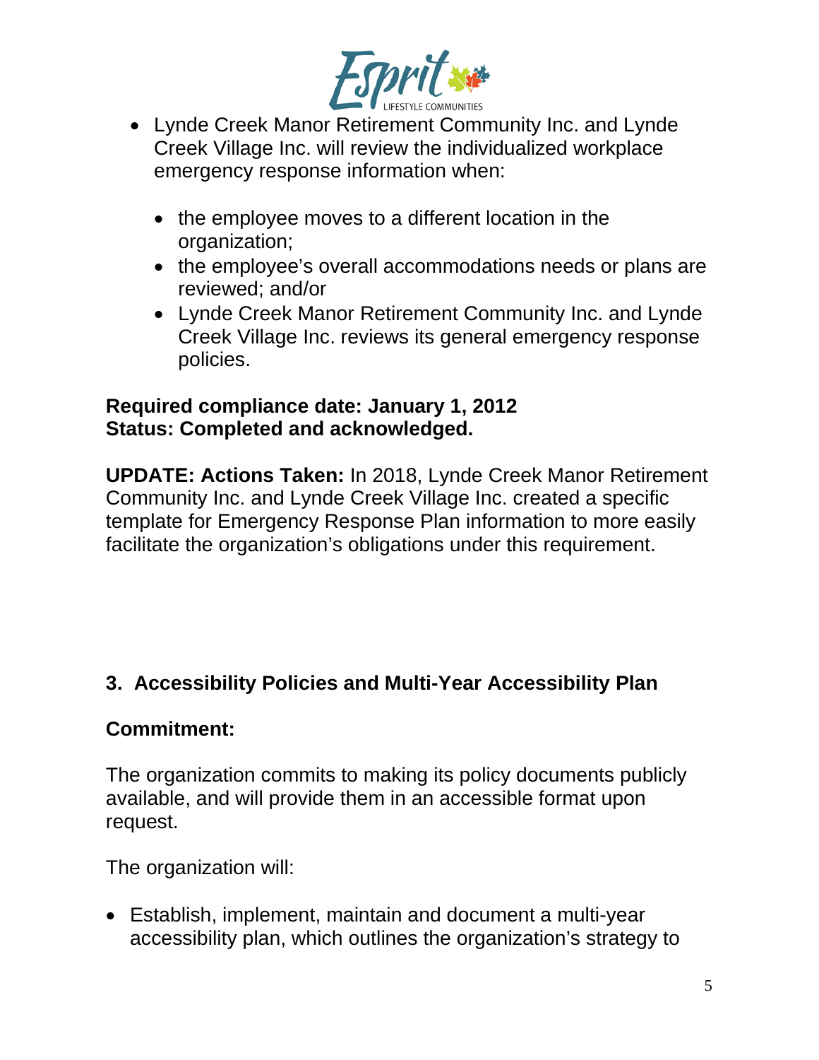- Lynde Creek Manor Retirement Community Inc. and Lynde Creek Village Inc. will review the individualized workplace emergency response information when:

  - the employee moves to a different location in the organization;
  - the employee's overall accommodations needs or plans are reviewed; and/or
  - Lynde Creek Manor Retirement Community Inc. and Lynde Creek Village Inc. reviews its general emergency response policies.

**Required compliance date: January 1, 2012**
**Status: Completed and acknowledged.**

**UPDATE: Actions Taken:** In 2018, Lynde Creek Manor Retirement Community Inc. and Lynde Creek Village Inc. created a specific template for Emergency Response Plan information to more easily facilitate the organization's obligations under this requirement.

### 3. Accessibility Policies and Multi-Year Accessibility Plan

**Commitment:**

The organization commits to making its policy documents publicly available, and will provide them in an accessible format upon request.

The organization will:

- Establish, implement, maintain and document a multi-year accessibility plan, which outlines the organization's strategy to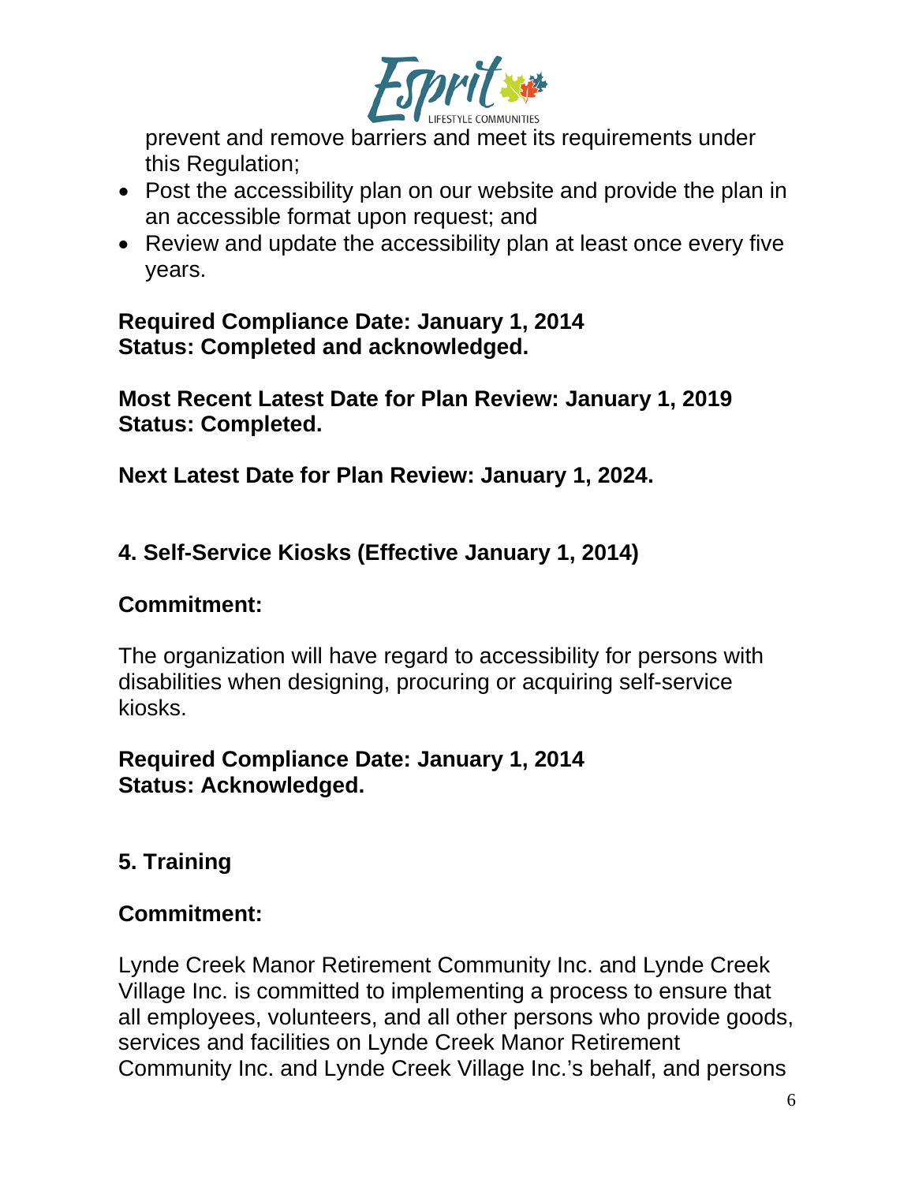prevent and remove barriers and meet its requirements under this Regulation;

- Post the accessibility plan on our website and provide the plan in an accessible format upon request; and
- Review and update the accessibility plan at least once every five years.

**Required Compliance Date: January 1, 2014**
**Status: Completed and acknowledged.**

**Most Recent Latest Date for Plan Review: January 1, 2019**
**Status: Completed.**

**Next Latest Date for Plan Review: January 1, 2024.**

## 4. Self-Service Kiosks (Effective January 1, 2014)

**Commitment:**

The organization will have regard to accessibility for persons with disabilities when designing, procuring or acquiring self-service kiosks.

**Required Compliance Date: January 1, 2014**
**Status: Acknowledged.**

## 5. Training

**Commitment:**

Lynde Creek Manor Retirement Community Inc. and Lynde Creek Village Inc. is committed to implementing a process to ensure that all employees, volunteers, and all other persons who provide goods, services and facilities on Lynde Creek Manor Retirement Community Inc. and Lynde Creek Village Inc.'s behalf, and persons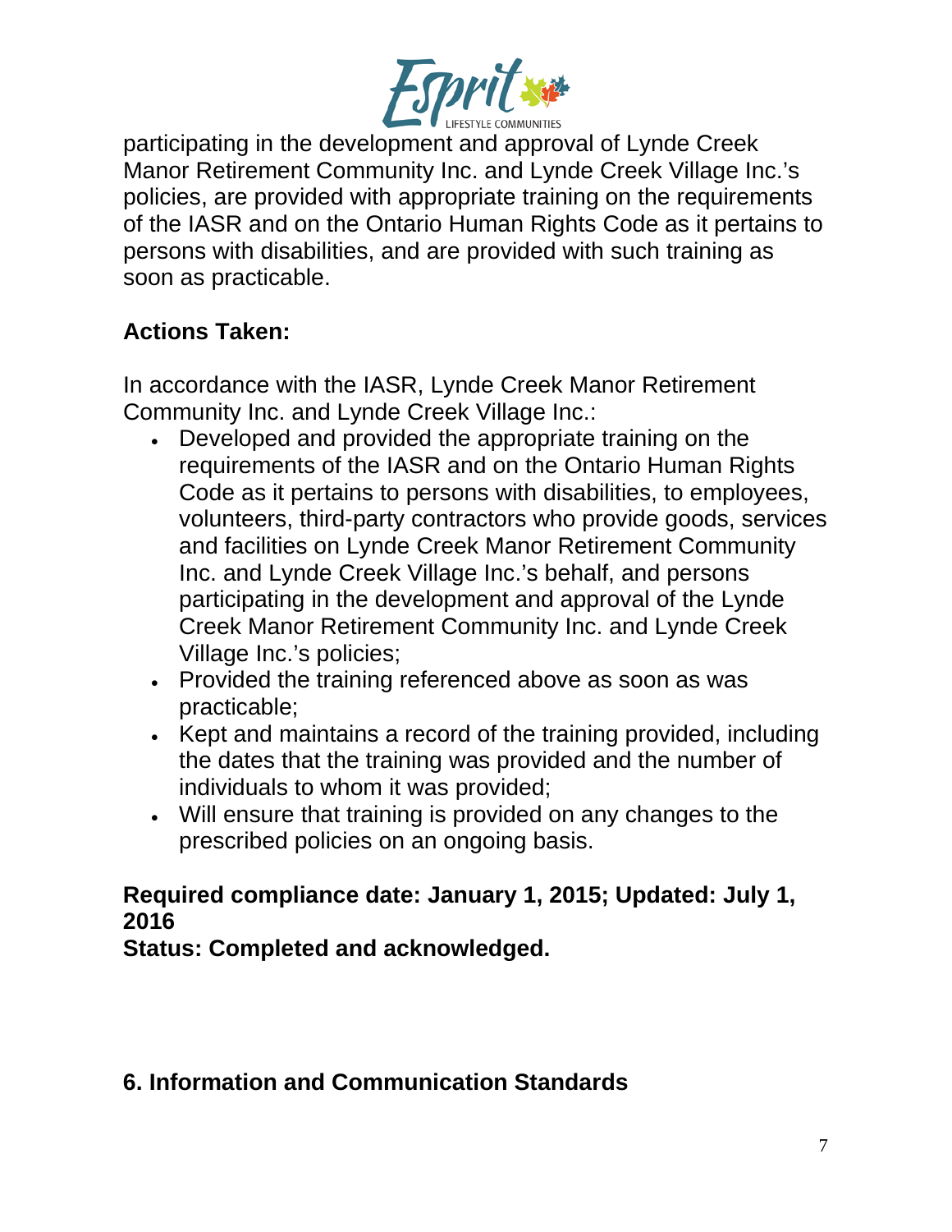participating in the development and approval of Lynde Creek Manor Retirement Community Inc. and Lynde Creek Village Inc.'s policies, are provided with appropriate training on the requirements of the IASR and on the Ontario Human Rights Code as it pertains to persons with disabilities, and are provided with such training as soon as practicable.

**Actions Taken:**

In accordance with the IASR, Lynde Creek Manor Retirement Community Inc. and Lynde Creek Village Inc.:

- Developed and provided the appropriate training on the requirements of the IASR and on the Ontario Human Rights Code as it pertains to persons with disabilities, to employees, volunteers, third-party contractors who provide goods, services and facilities on Lynde Creek Manor Retirement Community Inc. and Lynde Creek Village Inc.'s behalf, and persons participating in the development and approval of the Lynde Creek Manor Retirement Community Inc. and Lynde Creek Village Inc.'s policies;
- Provided the training referenced above as soon as was practicable;
- Kept and maintains a record of the training provided, including the dates that the training was provided and the number of individuals to whom it was provided;
- Will ensure that training is provided on any changes to the prescribed policies on an ongoing basis.

**Required compliance date: January 1, 2015; Updated: July 1, 2016**
**Status: Completed and acknowledged.**

## 6. Information and Communication Standards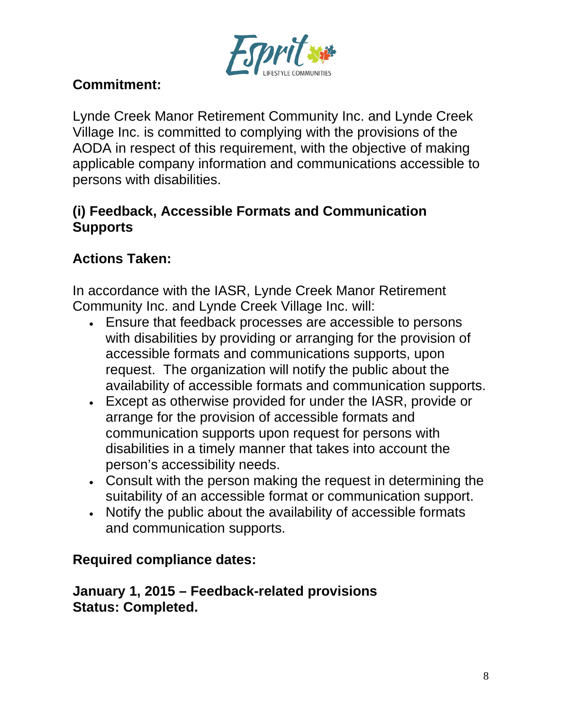**Commitment:**

Lynde Creek Manor Retirement Community Inc. and Lynde Creek Village Inc. is committed to complying with the provisions of the AODA in respect of this requirement, with the objective of making applicable company information and communications accessible to persons with disabilities.

**(i) Feedback, Accessible Formats and Communication Supports**

**Actions Taken:**

In accordance with the IASR, Lynde Creek Manor Retirement Community Inc. and Lynde Creek Village Inc. will:

- Ensure that feedback processes are accessible to persons with disabilities by providing or arranging for the provision of accessible formats and communications supports, upon request. The organization will notify the public about the availability of accessible formats and communication supports.
- Except as otherwise provided for under the IASR, provide or arrange for the provision of accessible formats and communication supports upon request for persons with disabilities in a timely manner that takes into account the person's accessibility needs.
- Consult with the person making the request in determining the suitability of an accessible format or communication support.
- Notify the public about the availability of accessible formats and communication supports.

**Required compliance dates:**

**January 1, 2015 – Feedback-related provisions**
**Status: Completed.**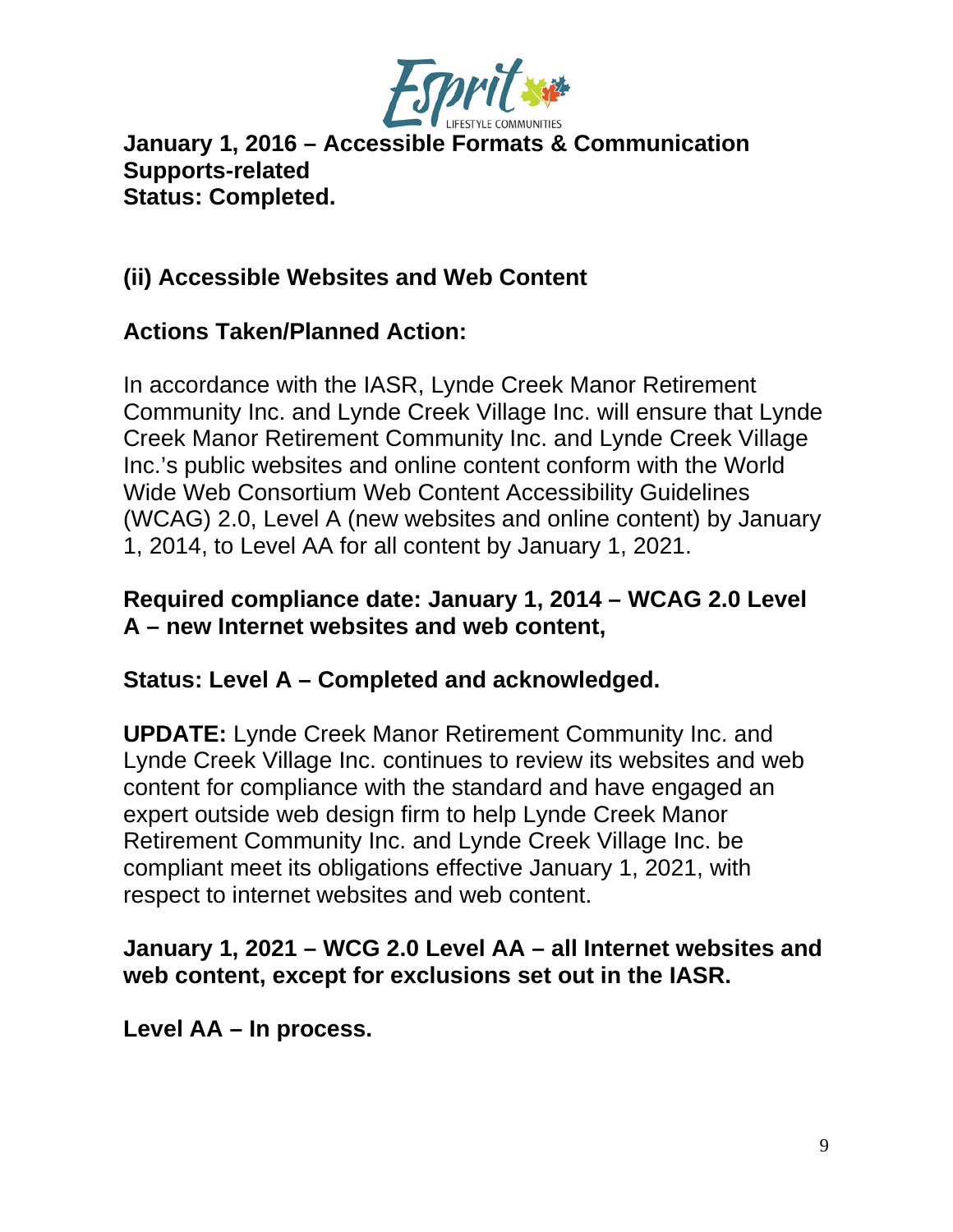**January 1, 2016 – Accessible Formats & Communication Supports-related**
**Status: Completed.**

### (ii) Accessible Websites and Web Content

**Actions Taken/Planned Action:**

In accordance with the IASR, Lynde Creek Manor Retirement Community Inc. and Lynde Creek Village Inc. will ensure that Lynde Creek Manor Retirement Community Inc. and Lynde Creek Village Inc.'s public websites and online content conform with the World Wide Web Consortium Web Content Accessibility Guidelines (WCAG) 2.0, Level A (new websites and online content) by January 1, 2014, to Level AA for all content by January 1, 2021.

**Required compliance date: January 1, 2014 – WCAG 2.0 Level A – new Internet websites and web content,**

**Status: Level A – Completed and acknowledged.**

**UPDATE:** Lynde Creek Manor Retirement Community Inc. and Lynde Creek Village Inc. continues to review its websites and web content for compliance with the standard and have engaged an expert outside web design firm to help Lynde Creek Manor Retirement Community Inc. and Lynde Creek Village Inc. be compliant meet its obligations effective January 1, 2021, with respect to internet websites and web content.

**January 1, 2021 – WCG 2.0 Level AA – all Internet websites and web content, except for exclusions set out in the IASR.**

**Level AA – In process.**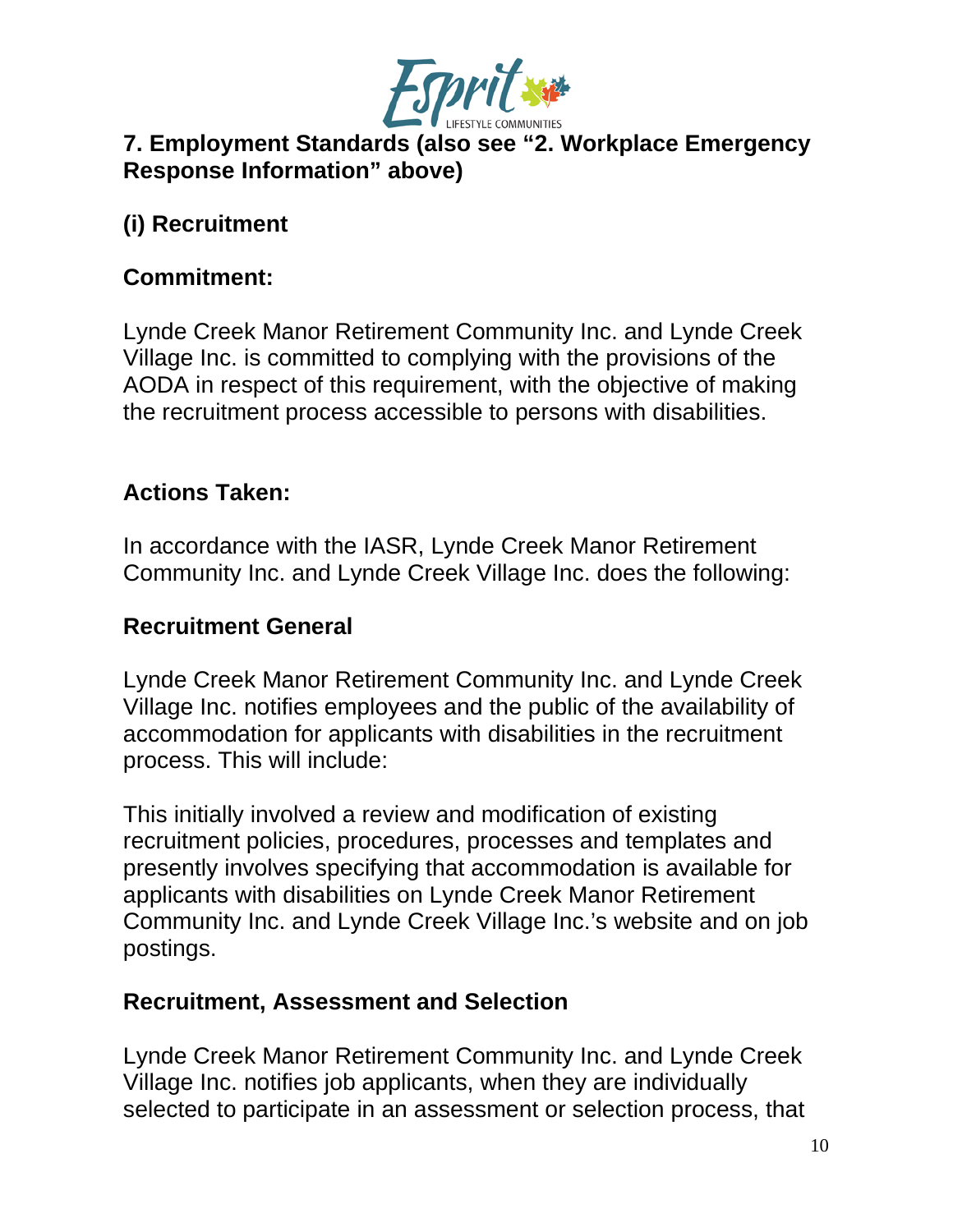## 7. Employment Standards (also see "2. Workplace Emergency Response Information" above)

### (i) Recruitment

### Commitment:

Lynde Creek Manor Retirement Community Inc. and Lynde Creek Village Inc. is committed to complying with the provisions of the AODA in respect of this requirement, with the objective of making the recruitment process accessible to persons with disabilities.

### Actions Taken:

In accordance with the IASR, Lynde Creek Manor Retirement Community Inc. and Lynde Creek Village Inc. does the following:

### Recruitment General

Lynde Creek Manor Retirement Community Inc. and Lynde Creek Village Inc. notifies employees and the public of the availability of accommodation for applicants with disabilities in the recruitment process. This will include:

This initially involved a review and modification of existing recruitment policies, procedures, processes and templates and presently involves specifying that accommodation is available for applicants with disabilities on Lynde Creek Manor Retirement Community Inc. and Lynde Creek Village Inc.'s website and on job postings.

### Recruitment, Assessment and Selection

Lynde Creek Manor Retirement Community Inc. and Lynde Creek Village Inc. notifies job applicants, when they are individually selected to participate in an assessment or selection process, that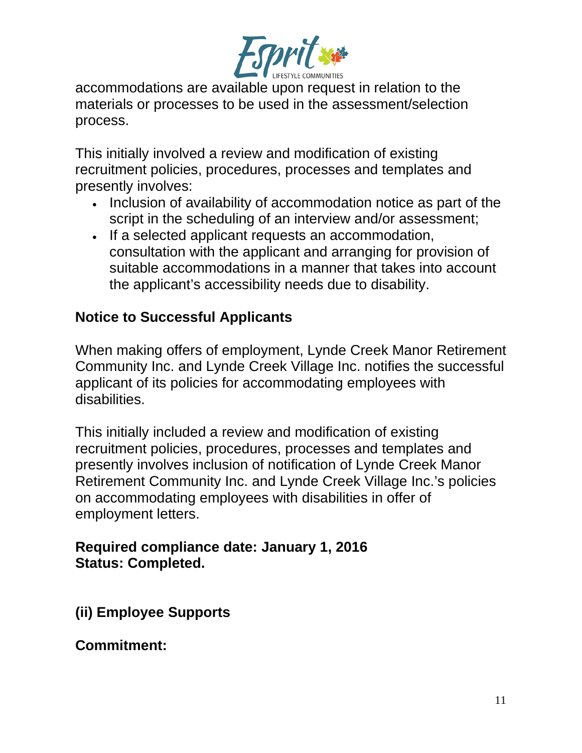accommodations are available upon request in relation to the materials or processes to be used in the assessment/selection process.

This initially involved a review and modification of existing recruitment policies, procedures, processes and templates and presently involves:

- Inclusion of availability of accommodation notice as part of the script in the scheduling of an interview and/or assessment;
- If a selected applicant requests an accommodation, consultation with the applicant and arranging for provision of suitable accommodations in a manner that takes into account the applicant's accessibility needs due to disability.

**Notice to Successful Applicants**

When making offers of employment, Lynde Creek Manor Retirement Community Inc. and Lynde Creek Village Inc. notifies the successful applicant of its policies for accommodating employees with disabilities.

This initially included a review and modification of existing recruitment policies, procedures, processes and templates and presently involves inclusion of notification of Lynde Creek Manor Retirement Community Inc. and Lynde Creek Village Inc.'s policies on accommodating employees with disabilities in offer of employment letters.

**Required compliance date: January 1, 2016**
**Status: Completed.**

**(ii) Employee Supports**

**Commitment:**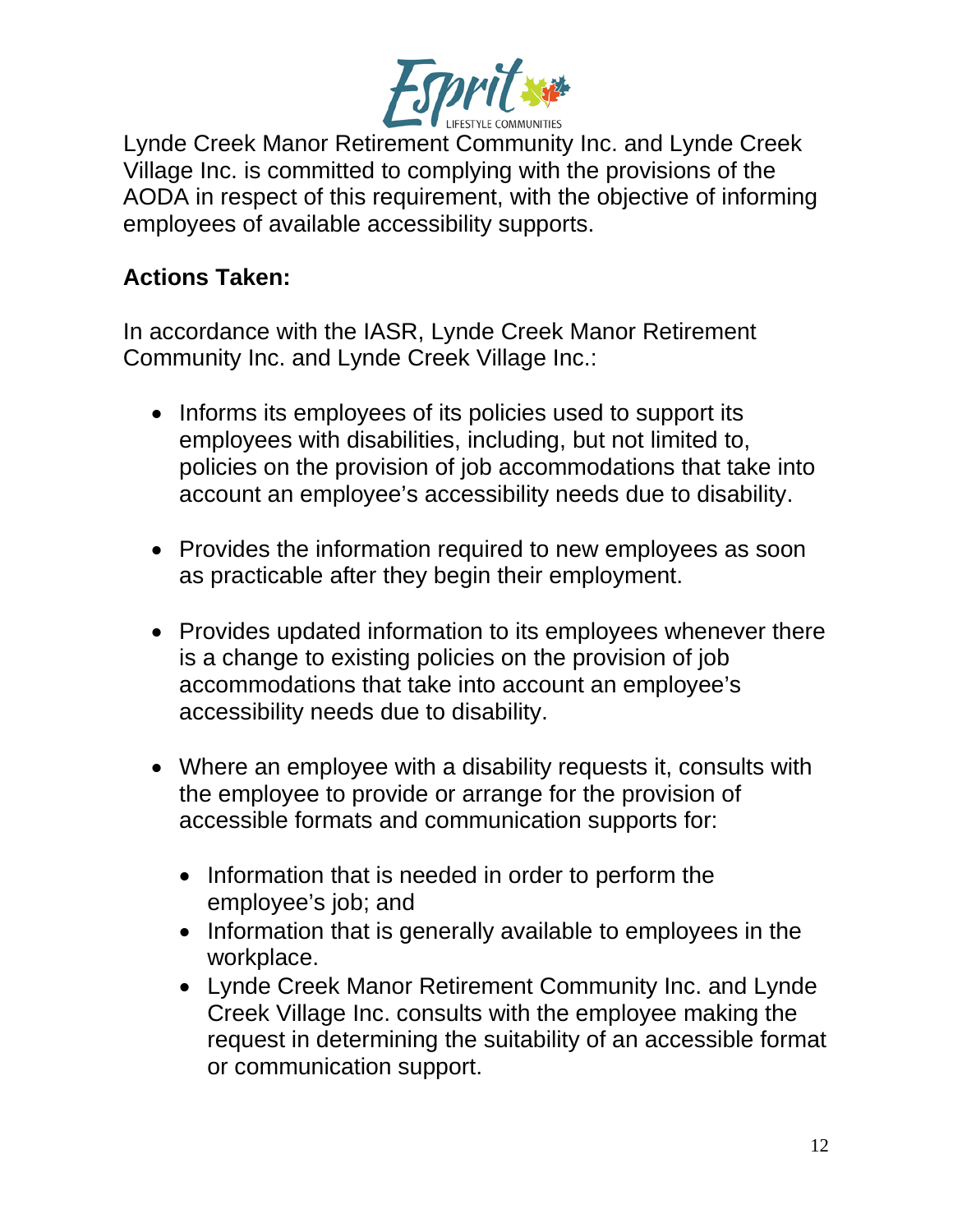Lynde Creek Manor Retirement Community Inc. and Lynde Creek Village Inc. is committed to complying with the provisions of the AODA in respect of this requirement, with the objective of informing employees of available accessibility supports.

**Actions Taken:**

In accordance with the IASR, Lynde Creek Manor Retirement Community Inc. and Lynde Creek Village Inc.:

- Informs its employees of its policies used to support its employees with disabilities, including, but not limited to, policies on the provision of job accommodations that take into account an employee's accessibility needs due to disability.

- Provides the information required to new employees as soon as practicable after they begin their employment.

- Provides updated information to its employees whenever there is a change to existing policies on the provision of job accommodations that take into account an employee's accessibility needs due to disability.

- Where an employee with a disability requests it, consults with the employee to provide or arrange for the provision of accessible formats and communication supports for:

  - Information that is needed in order to perform the employee's job; and
  - Information that is generally available to employees in the workplace.
  - Lynde Creek Manor Retirement Community Inc. and Lynde Creek Village Inc. consults with the employee making the request in determining the suitability of an accessible format or communication support.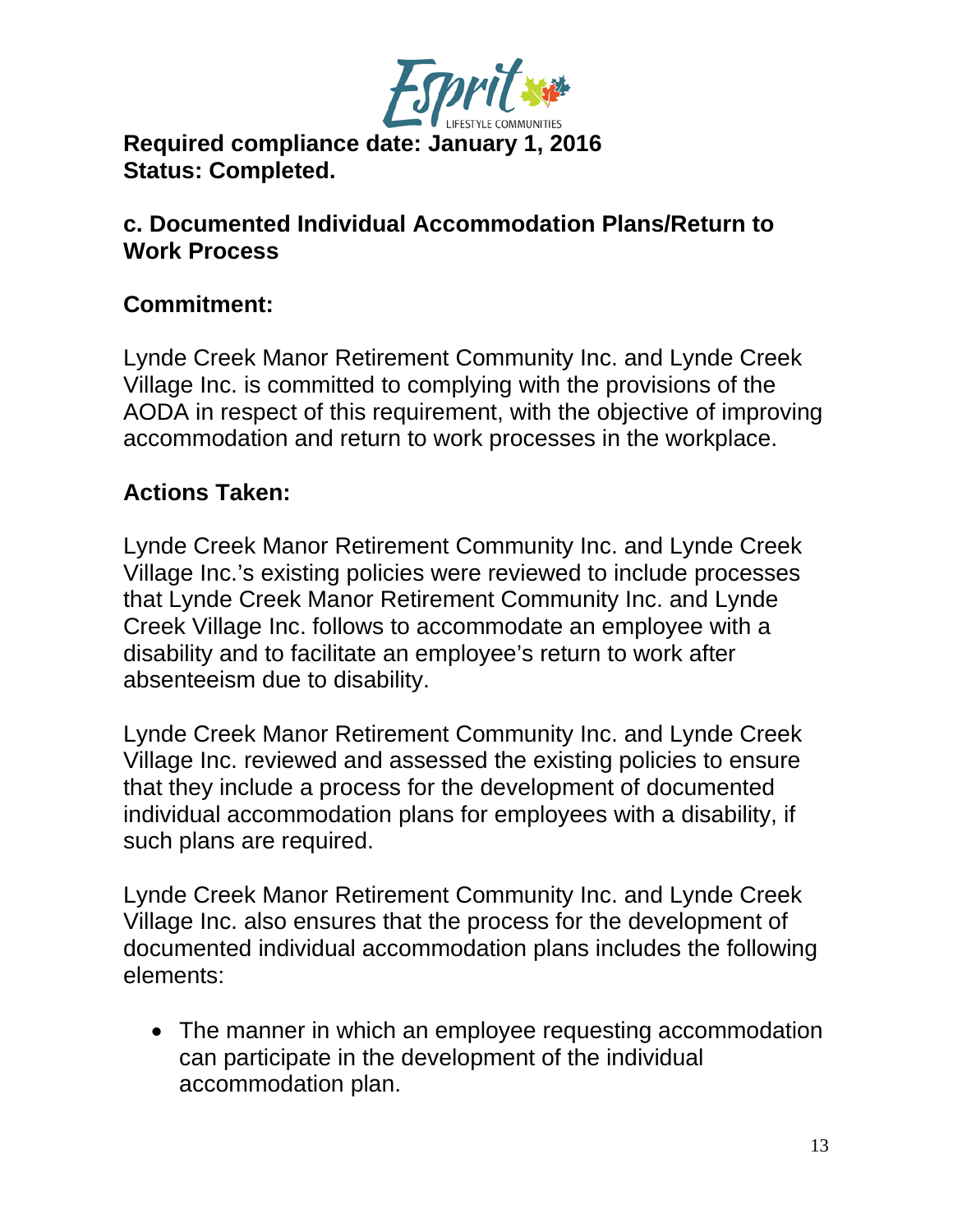**Required compliance date: January 1, 2016**
**Status: Completed.**

### c. Documented Individual Accommodation Plans/Return to Work Process

### Commitment:

Lynde Creek Manor Retirement Community Inc. and Lynde Creek Village Inc. is committed to complying with the provisions of the AODA in respect of this requirement, with the objective of improving accommodation and return to work processes in the workplace.

### Actions Taken:

Lynde Creek Manor Retirement Community Inc. and Lynde Creek Village Inc.'s existing policies were reviewed to include processes that Lynde Creek Manor Retirement Community Inc. and Lynde Creek Village Inc. follows to accommodate an employee with a disability and to facilitate an employee's return to work after absenteeism due to disability.

Lynde Creek Manor Retirement Community Inc. and Lynde Creek Village Inc. reviewed and assessed the existing policies to ensure that they include a process for the development of documented individual accommodation plans for employees with a disability, if such plans are required.

Lynde Creek Manor Retirement Community Inc. and Lynde Creek Village Inc. also ensures that the process for the development of documented individual accommodation plans includes the following elements:

- The manner in which an employee requesting accommodation can participate in the development of the individual accommodation plan.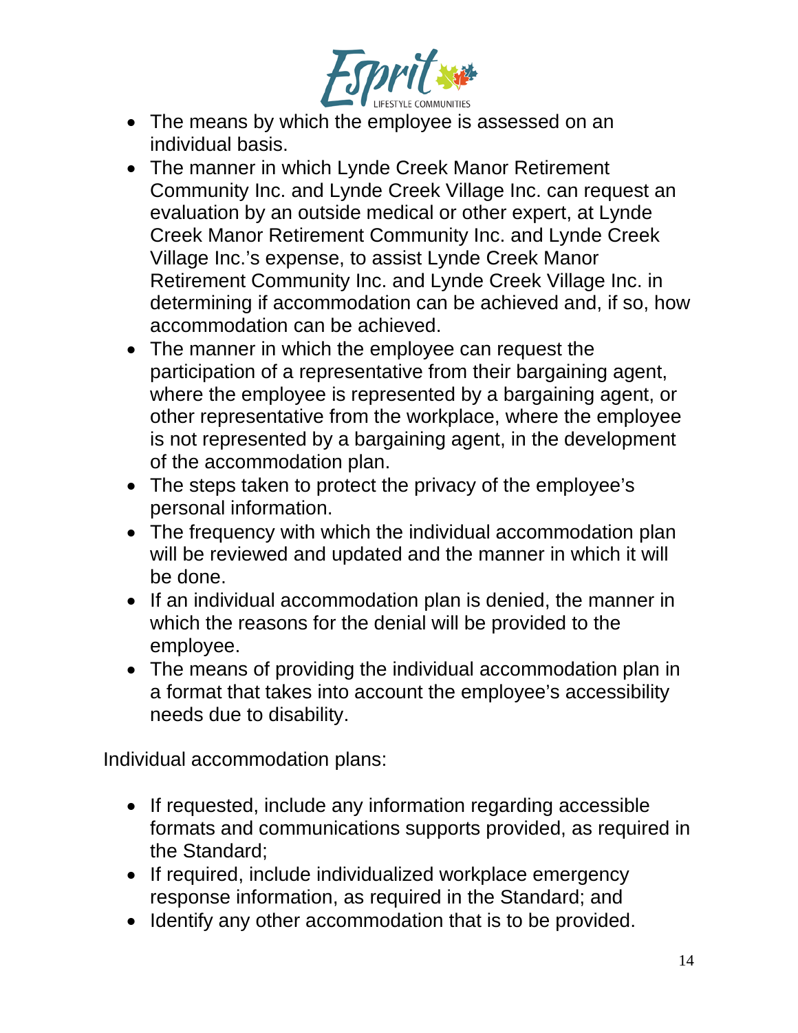- The means by which the employee is assessed on an individual basis.
- The manner in which Lynde Creek Manor Retirement Community Inc. and Lynde Creek Village Inc. can request an evaluation by an outside medical or other expert, at Lynde Creek Manor Retirement Community Inc. and Lynde Creek Village Inc.'s expense, to assist Lynde Creek Manor Retirement Community Inc. and Lynde Creek Village Inc. in determining if accommodation can be achieved and, if so, how accommodation can be achieved.
- The manner in which the employee can request the participation of a representative from their bargaining agent, where the employee is represented by a bargaining agent, or other representative from the workplace, where the employee is not represented by a bargaining agent, in the development of the accommodation plan.
- The steps taken to protect the privacy of the employee's personal information.
- The frequency with which the individual accommodation plan will be reviewed and updated and the manner in which it will be done.
- If an individual accommodation plan is denied, the manner in which the reasons for the denial will be provided to the employee.
- The means of providing the individual accommodation plan in a format that takes into account the employee's accessibility needs due to disability.

Individual accommodation plans:

- If requested, include any information regarding accessible formats and communications supports provided, as required in the Standard;
- If required, include individualized workplace emergency response information, as required in the Standard; and
- Identify any other accommodation that is to be provided.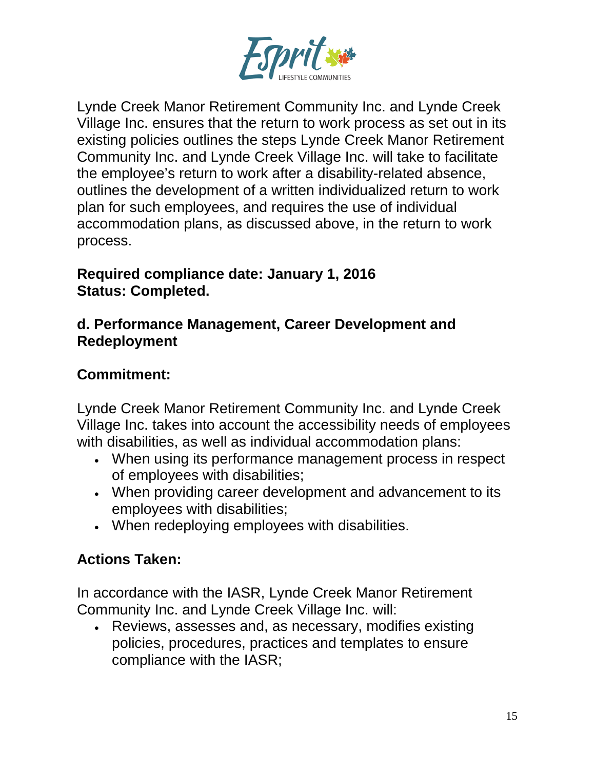Lynde Creek Manor Retirement Community Inc. and Lynde Creek Village Inc. ensures that the return to work process as set out in its existing policies outlines the steps Lynde Creek Manor Retirement Community Inc. and Lynde Creek Village Inc. will take to facilitate the employee's return to work after a disability-related absence, outlines the development of a written individualized return to work plan for such employees, and requires the use of individual accommodation plans, as discussed above, in the return to work process.

**Required compliance date: January 1, 2016**
**Status: Completed.**

### d. Performance Management, Career Development and Redeployment

### Commitment:

Lynde Creek Manor Retirement Community Inc. and Lynde Creek Village Inc. takes into account the accessibility needs of employees with disabilities, as well as individual accommodation plans:

- When using its performance management process in respect of employees with disabilities;
- When providing career development and advancement to its employees with disabilities;
- When redeploying employees with disabilities.

### Actions Taken:

In accordance with the IASR, Lynde Creek Manor Retirement Community Inc. and Lynde Creek Village Inc. will:

- Reviews, assesses and, as necessary, modifies existing policies, procedures, practices and templates to ensure compliance with the IASR;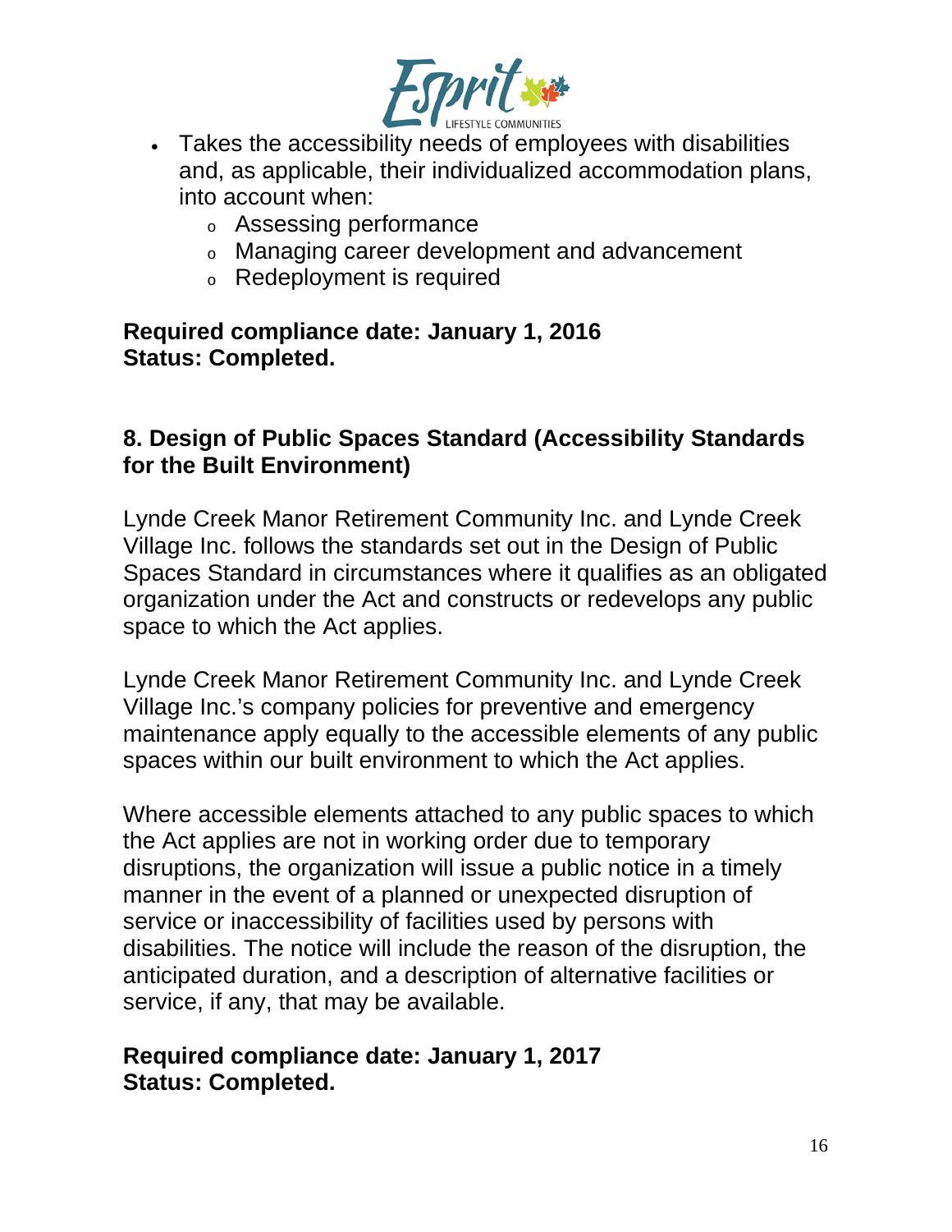- Takes the accessibility needs of employees with disabilities and, as applicable, their individualized accommodation plans, into account when:
  - Assessing performance
  - Managing career development and advancement
  - Redeployment is required

**Required compliance date: January 1, 2016**
**Status: Completed.**

## 8. Design of Public Spaces Standard (Accessibility Standards for the Built Environment)

Lynde Creek Manor Retirement Community Inc. and Lynde Creek Village Inc. follows the standards set out in the Design of Public Spaces Standard in circumstances where it qualifies as an obligated organization under the Act and constructs or redevelops any public space to which the Act applies.

Lynde Creek Manor Retirement Community Inc. and Lynde Creek Village Inc.'s company policies for preventive and emergency maintenance apply equally to the accessible elements of any public spaces within our built environment to which the Act applies.

Where accessible elements attached to any public spaces to which the Act applies are not in working order due to temporary disruptions, the organization will issue a public notice in a timely manner in the event of a planned or unexpected disruption of service or inaccessibility of facilities used by persons with disabilities. The notice will include the reason of the disruption, the anticipated duration, and a description of alternative facilities or service, if any, that may be available.

**Required compliance date: January 1, 2017**
**Status: Completed.**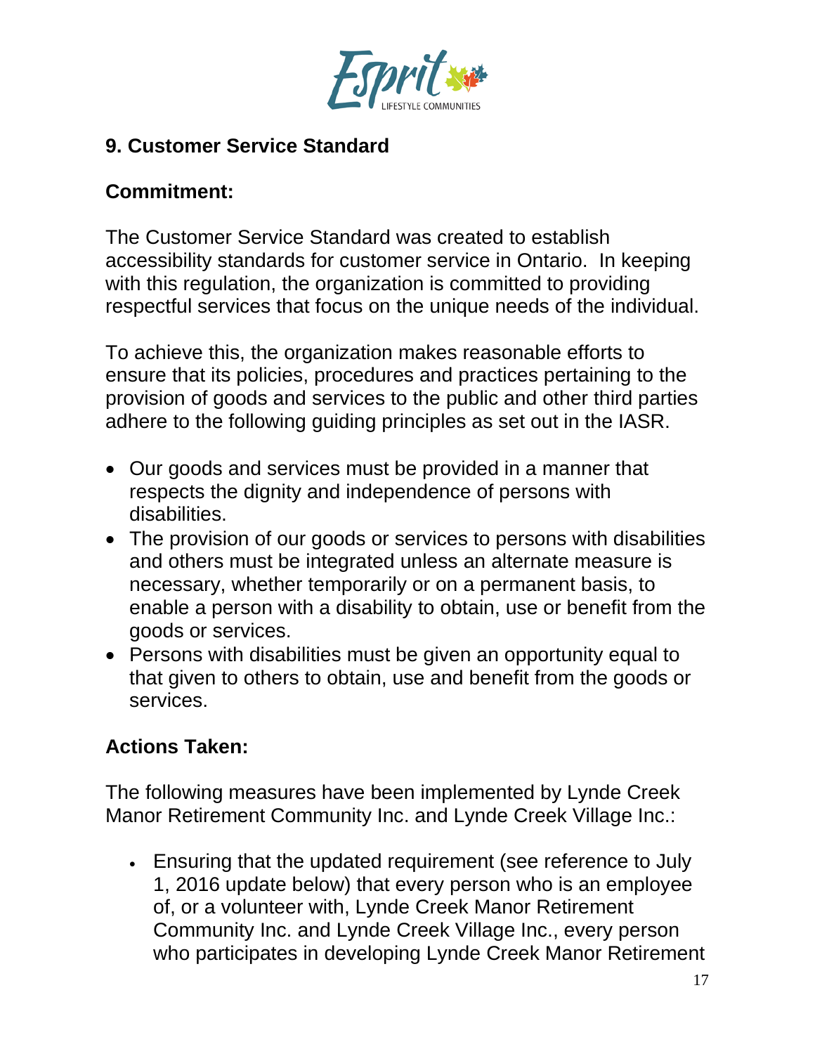## 9. Customer Service Standard

### Commitment:

The Customer Service Standard was created to establish accessibility standards for customer service in Ontario. In keeping with this regulation, the organization is committed to providing respectful services that focus on the unique needs of the individual.

To achieve this, the organization makes reasonable efforts to ensure that its policies, procedures and practices pertaining to the provision of goods and services to the public and other third parties adhere to the following guiding principles as set out in the IASR.

- Our goods and services must be provided in a manner that respects the dignity and independence of persons with disabilities.
- The provision of our goods or services to persons with disabilities and others must be integrated unless an alternate measure is necessary, whether temporarily or on a permanent basis, to enable a person with a disability to obtain, use or benefit from the goods or services.
- Persons with disabilities must be given an opportunity equal to that given to others to obtain, use and benefit from the goods or services.

### Actions Taken:

The following measures have been implemented by Lynde Creek Manor Retirement Community Inc. and Lynde Creek Village Inc.:

- Ensuring that the updated requirement (see reference to July 1, 2016 update below) that every person who is an employee of, or a volunteer with, Lynde Creek Manor Retirement Community Inc. and Lynde Creek Village Inc., every person who participates in developing Lynde Creek Manor Retirement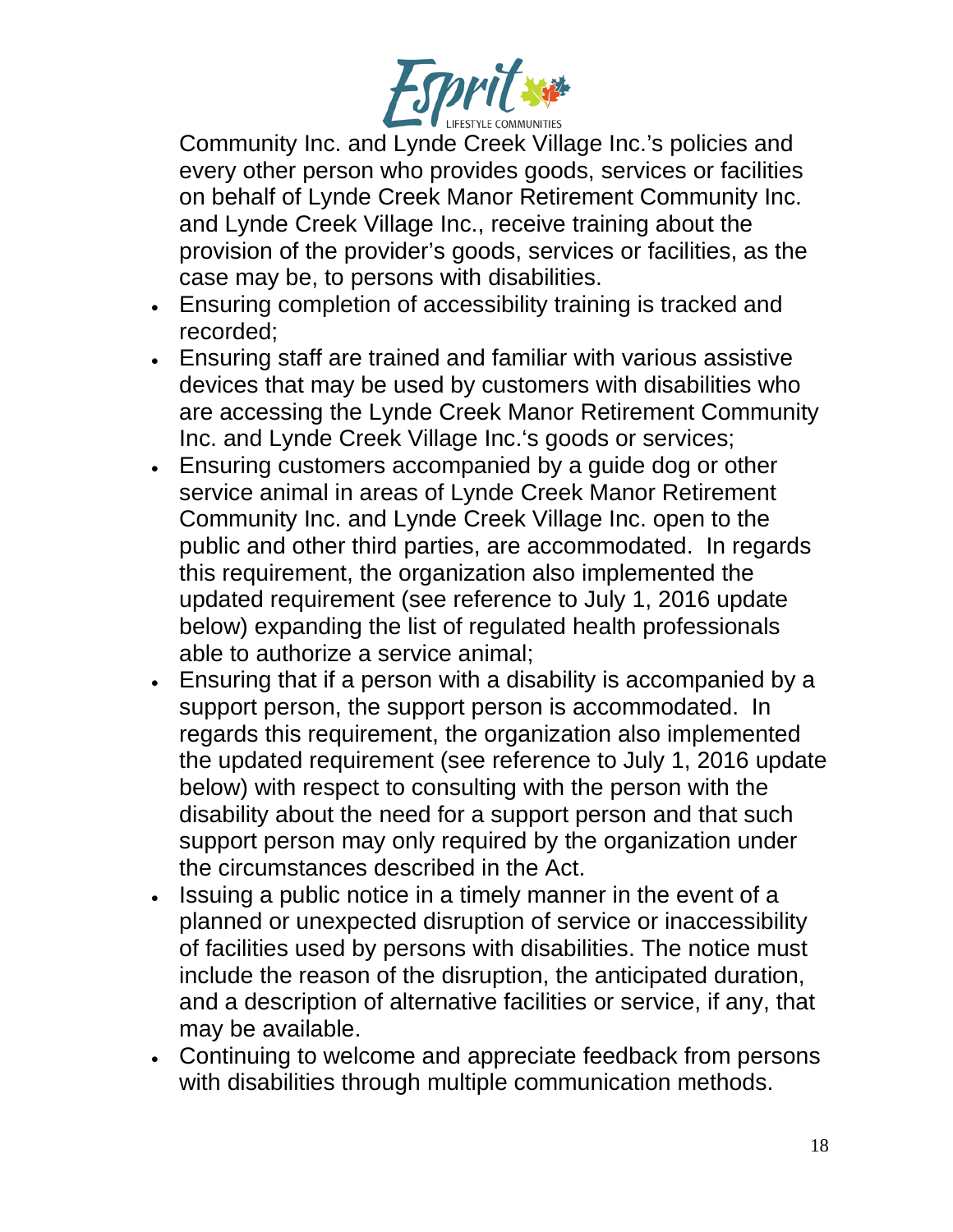Community Inc. and Lynde Creek Village Inc.'s policies and every other person who provides goods, services or facilities on behalf of Lynde Creek Manor Retirement Community Inc. and Lynde Creek Village Inc., receive training about the provision of the provider's goods, services or facilities, as the case may be, to persons with disabilities.

- Ensuring completion of accessibility training is tracked and recorded;
- Ensuring staff are trained and familiar with various assistive devices that may be used by customers with disabilities who are accessing the Lynde Creek Manor Retirement Community Inc. and Lynde Creek Village Inc.'s goods or services;
- Ensuring customers accompanied by a guide dog or other service animal in areas of Lynde Creek Manor Retirement Community Inc. and Lynde Creek Village Inc. open to the public and other third parties, are accommodated. In regards this requirement, the organization also implemented the updated requirement (see reference to July 1, 2016 update below) expanding the list of regulated health professionals able to authorize a service animal;
- Ensuring that if a person with a disability is accompanied by a support person, the support person is accommodated. In regards this requirement, the organization also implemented the updated requirement (see reference to July 1, 2016 update below) with respect to consulting with the person with the disability about the need for a support person and that such support person may only required by the organization under the circumstances described in the Act.
- Issuing a public notice in a timely manner in the event of a planned or unexpected disruption of service or inaccessibility of facilities used by persons with disabilities. The notice must include the reason of the disruption, the anticipated duration, and a description of alternative facilities or service, if any, that may be available.
- Continuing to welcome and appreciate feedback from persons with disabilities through multiple communication methods.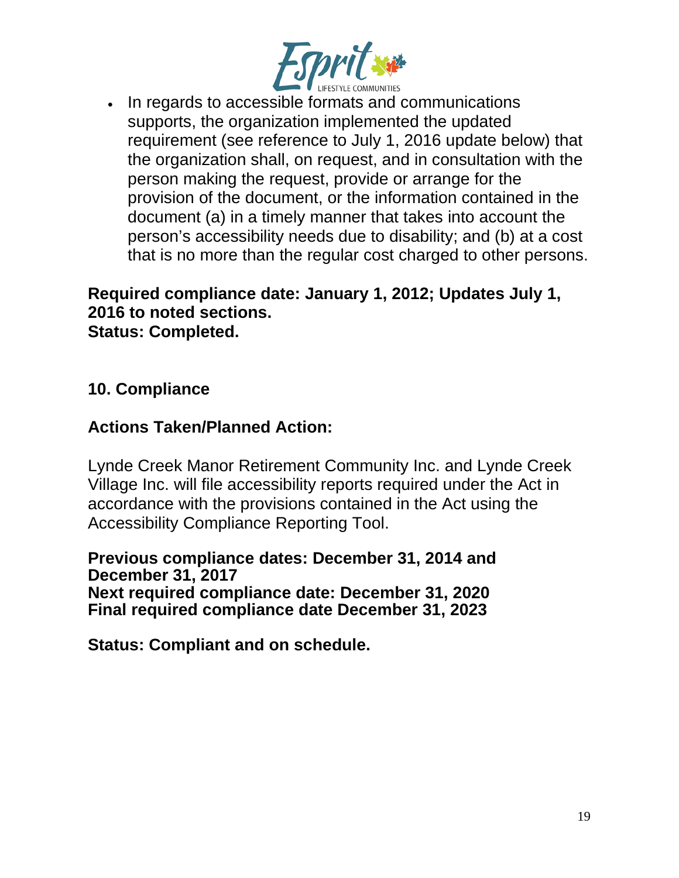- In regards to accessible formats and communications supports, the organization implemented the updated requirement (see reference to July 1, 2016 update below) that the organization shall, on request, and in consultation with the person making the request, provide or arrange for the provision of the document, or the information contained in the document (a) in a timely manner that takes into account the person's accessibility needs due to disability; and (b) at a cost that is no more than the regular cost charged to other persons.

**Required compliance date: January 1, 2012; Updates July 1, 2016 to noted sections.**
**Status: Completed.**

## 10. Compliance

### Actions Taken/Planned Action:

Lynde Creek Manor Retirement Community Inc. and Lynde Creek Village Inc. will file accessibility reports required under the Act in accordance with the provisions contained in the Act using the Accessibility Compliance Reporting Tool.

**Previous compliance dates: December 31, 2014 and December 31, 2017**
**Next required compliance date: December 31, 2020**
**Final required compliance date December 31, 2023**

**Status: Compliant and on schedule.**